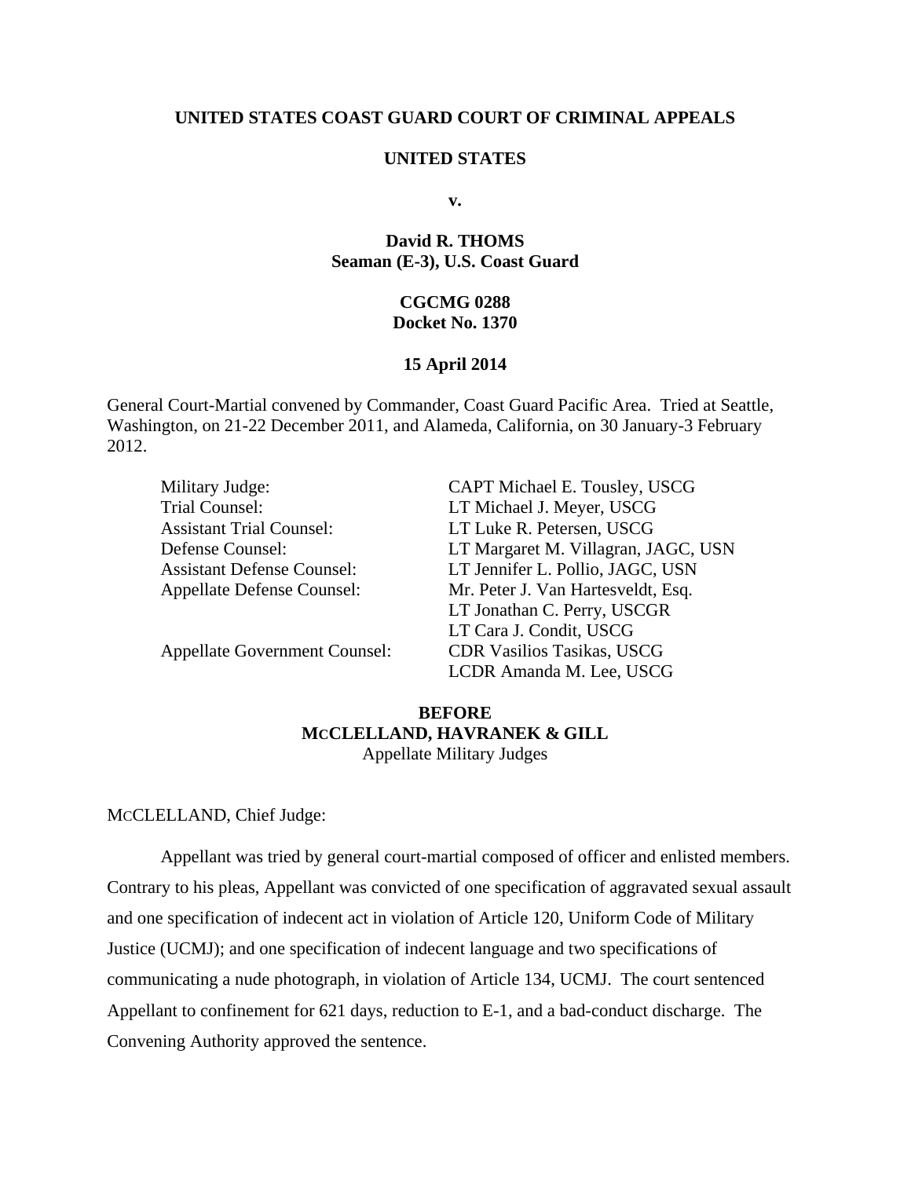**UNITED STATES COAST GUARD COURT OF CRIMINAL APPEALS**

**UNITED STATES**

**v.**

**David R. THOMS**
**Seaman (E-3), U.S. Coast Guard**

**CGCMG 0288**
**Docket No. 1370**

**15 April 2014**

General Court-Martial convened by Commander, Coast Guard Pacific Area. Tried at Seattle, Washington, on 21-22 December 2011, and Alameda, California, on 30 January-3 February 2012.

| | |
|---|---|
| Military Judge: | CAPT Michael E. Tousley, USCG |
| Trial Counsel: | LT Michael J. Meyer, USCG |
| Assistant Trial Counsel: | LT Luke R. Petersen, USCG |
| Defense Counsel: | LT Margaret M. Villagran, JAGC, USN |
| Assistant Defense Counsel: | LT Jennifer L. Pollio, JAGC, USN |
| Appellate Defense Counsel: | Mr. Peter J. Van Hartesveldt, Esq. |
| | LT Jonathan C. Perry, USCGR |
| | LT Cara J. Condit, USCG |
| Appellate Government Counsel: | CDR Vasilios Tasikas, USCG |
| | LCDR Amanda M. Lee, USCG |

**BEFORE**
**MCCLELLAND, HAVRANEK & GILL**
Appellate Military Judges

MCCLELLAND, Chief Judge:

Appellant was tried by general court-martial composed of officer and enlisted members. Contrary to his pleas, Appellant was convicted of one specification of aggravated sexual assault and one specification of indecent act in violation of Article 120, Uniform Code of Military Justice (UCMJ); and one specification of indecent language and two specifications of communicating a nude photograph, in violation of Article 134, UCMJ. The court sentenced Appellant to confinement for 621 days, reduction to E-1, and a bad-conduct discharge. The Convening Authority approved the sentence.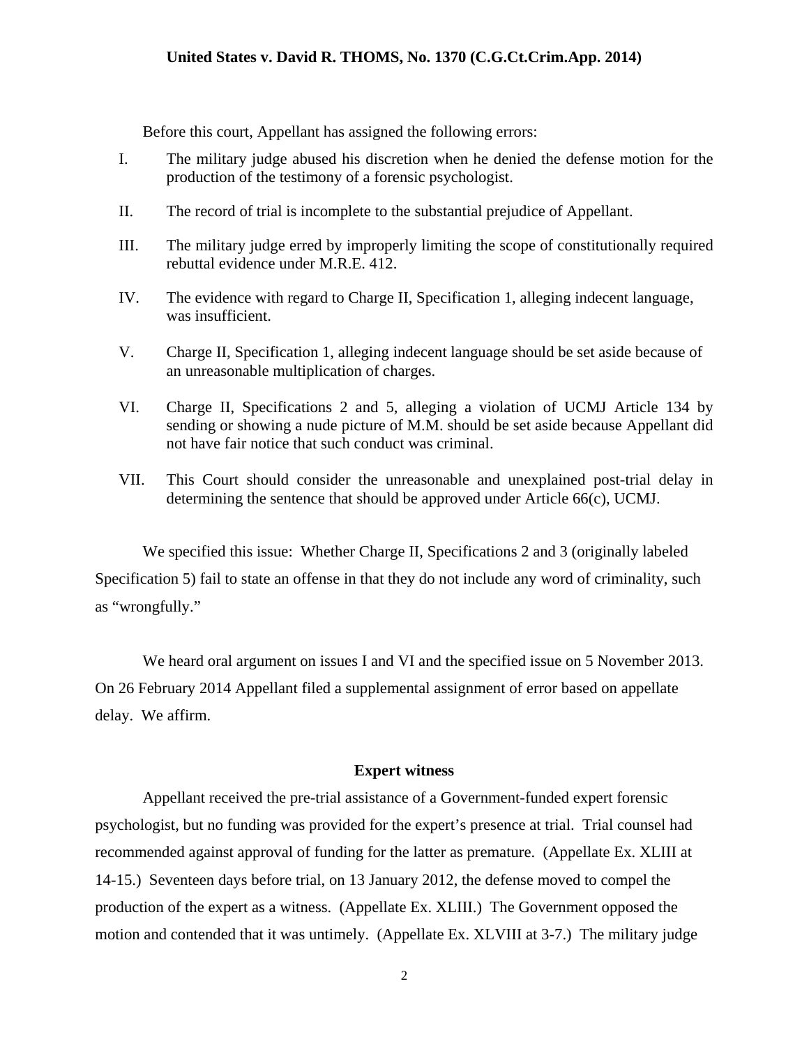Before this court, Appellant has assigned the following errors:

I. The military judge abused his discretion when he denied the defense motion for the production of the testimony of a forensic psychologist.

II. The record of trial is incomplete to the substantial prejudice of Appellant.

III. The military judge erred by improperly limiting the scope of constitutionally required rebuttal evidence under M.R.E. 412.

IV. The evidence with regard to Charge II, Specification 1, alleging indecent language, was insufficient.

V. Charge II, Specification 1, alleging indecent language should be set aside because of an unreasonable multiplication of charges.

VI. Charge II, Specifications 2 and 5, alleging a violation of UCMJ Article 134 by sending or showing a nude picture of M.M. should be set aside because Appellant did not have fair notice that such conduct was criminal.

VII. This Court should consider the unreasonable and unexplained post-trial delay in determining the sentence that should be approved under Article 66(c), UCMJ.

We specified this issue: Whether Charge II, Specifications 2 and 3 (originally labeled Specification 5) fail to state an offense in that they do not include any word of criminality, such as "wrongfully."

We heard oral argument on issues I and VI and the specified issue on 5 November 2013. On 26 February 2014 Appellant filed a supplemental assignment of error based on appellate delay. We affirm.

**Expert witness**

Appellant received the pre-trial assistance of a Government-funded expert forensic psychologist, but no funding was provided for the expert's presence at trial. Trial counsel had recommended against approval of funding for the latter as premature. (Appellate Ex. XLIII at 14-15.) Seventeen days before trial, on 13 January 2012, the defense moved to compel the production of the expert as a witness. (Appellate Ex. XLIII.) The Government opposed the motion and contended that it was untimely. (Appellate Ex. XLVIII at 3-7.) The military judge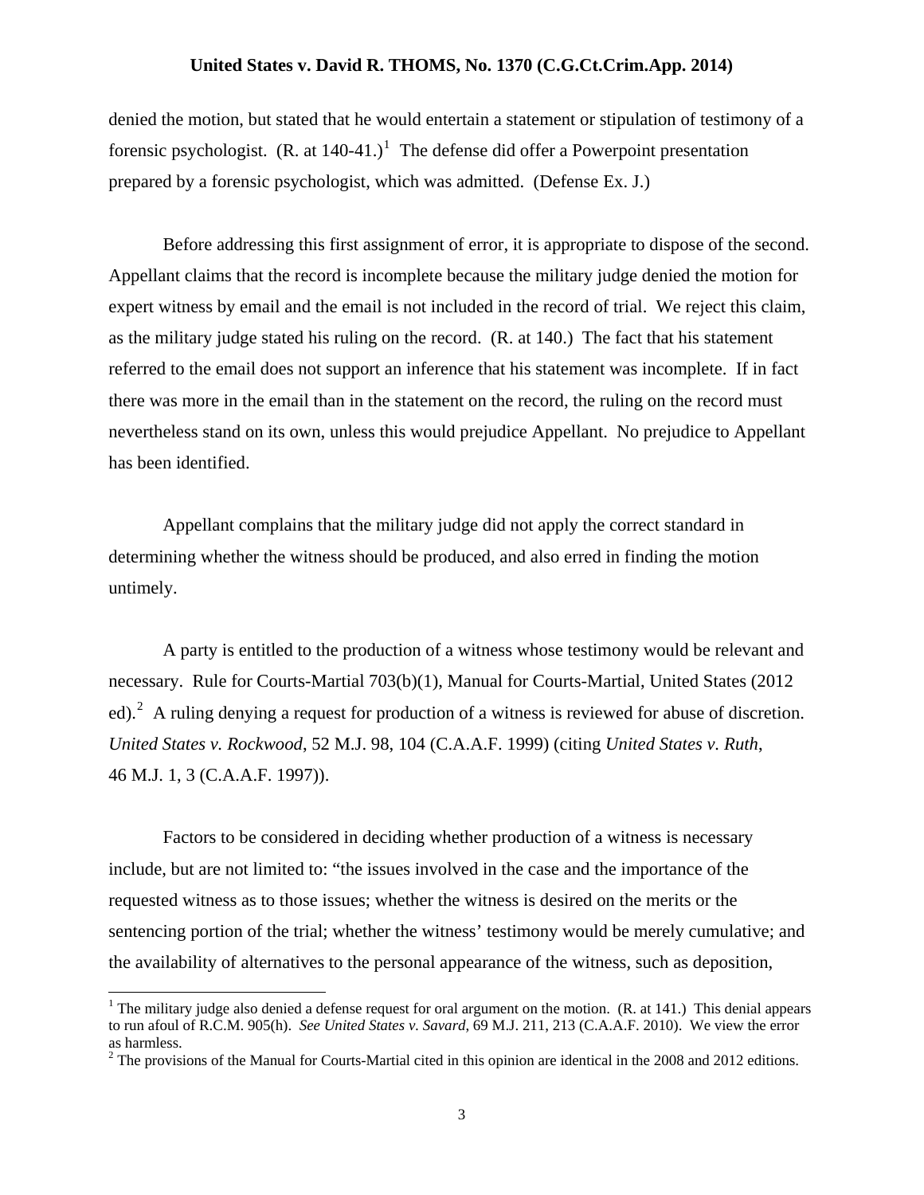denied the motion, but stated that he would entertain a statement or stipulation of testimony of a forensic psychologist. (R. at 140-41.)[1] The defense did offer a Powerpoint presentation prepared by a forensic psychologist, which was admitted. (Defense Ex. J.)

Before addressing this first assignment of error, it is appropriate to dispose of the second. Appellant claims that the record is incomplete because the military judge denied the motion for expert witness by email and the email is not included in the record of trial. We reject this claim, as the military judge stated his ruling on the record. (R. at 140.) The fact that his statement referred to the email does not support an inference that his statement was incomplete. If in fact there was more in the email than in the statement on the record, the ruling on the record must nevertheless stand on its own, unless this would prejudice Appellant. No prejudice to Appellant has been identified.

Appellant complains that the military judge did not apply the correct standard in determining whether the witness should be produced, and also erred in finding the motion untimely.

A party is entitled to the production of a witness whose testimony would be relevant and necessary. Rule for Courts-Martial 703(b)(1), Manual for Courts-Martial, United States (2012 ed).[2] A ruling denying a request for production of a witness is reviewed for abuse of discretion. *United States v. Rockwood*, 52 M.J. 98, 104 (C.A.A.F. 1999) (citing *United States v. Ruth*, 46 M.J. 1, 3 (C.A.A.F. 1997)).

Factors to be considered in deciding whether production of a witness is necessary include, but are not limited to: "the issues involved in the case and the importance of the requested witness as to those issues; whether the witness is desired on the merits or the sentencing portion of the trial; whether the witness' testimony would be merely cumulative; and the availability of alternatives to the personal appearance of the witness, such as deposition,

[1] The military judge also denied a defense request for oral argument on the motion. (R. at 141.) This denial appears to run afoul of R.C.M. 905(h). *See United States v. Savard*, 69 M.J. 211, 213 (C.A.A.F. 2010). We view the error as harmless.

[2] The provisions of the Manual for Courts-Martial cited in this opinion are identical in the 2008 and 2012 editions.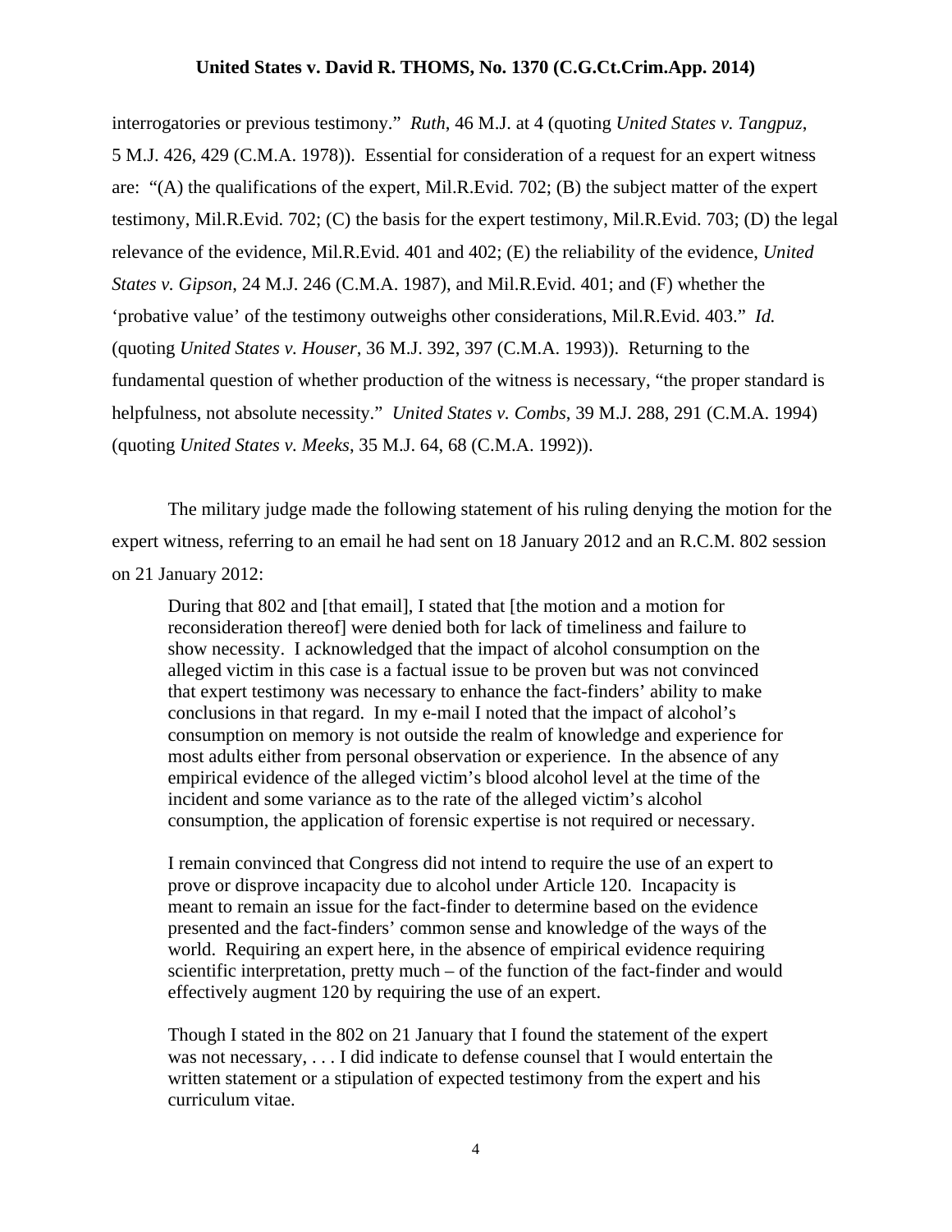interrogatories or previous testimony." *Ruth*, 46 M.J. at 4 (quoting *United States v. Tangpuz*, 5 M.J. 426, 429 (C.M.A. 1978)). Essential for consideration of a request for an expert witness are: "(A) the qualifications of the expert, Mil.R.Evid. 702; (B) the subject matter of the expert testimony, Mil.R.Evid. 702; (C) the basis for the expert testimony, Mil.R.Evid. 703; (D) the legal relevance of the evidence, Mil.R.Evid. 401 and 402; (E) the reliability of the evidence, *United States v. Gipson*, 24 M.J. 246 (C.M.A. 1987), and Mil.R.Evid. 401; and (F) whether the 'probative value' of the testimony outweighs other considerations, Mil.R.Evid. 403." *Id.* (quoting *United States v. Houser*, 36 M.J. 392, 397 (C.M.A. 1993)). Returning to the fundamental question of whether production of the witness is necessary, "the proper standard is helpfulness, not absolute necessity." *United States v. Combs*, 39 M.J. 288, 291 (C.M.A. 1994) (quoting *United States v. Meeks*, 35 M.J. 64, 68 (C.M.A. 1992)).

The military judge made the following statement of his ruling denying the motion for the expert witness, referring to an email he had sent on 18 January 2012 and an R.C.M. 802 session on 21 January 2012:

> During that 802 and [that email], I stated that [the motion and a motion for reconsideration thereof] were denied both for lack of timeliness and failure to show necessity. I acknowledged that the impact of alcohol consumption on the alleged victim in this case is a factual issue to be proven but was not convinced that expert testimony was necessary to enhance the fact-finders' ability to make conclusions in that regard. In my e-mail I noted that the impact of alcohol's consumption on memory is not outside the realm of knowledge and experience for most adults either from personal observation or experience. In the absence of any empirical evidence of the alleged victim's blood alcohol level at the time of the incident and some variance as to the rate of the alleged victim's alcohol consumption, the application of forensic expertise is not required or necessary.
>
> I remain convinced that Congress did not intend to require the use of an expert to prove or disprove incapacity due to alcohol under Article 120. Incapacity is meant to remain an issue for the fact-finder to determine based on the evidence presented and the fact-finders' common sense and knowledge of the ways of the world. Requiring an expert here, in the absence of empirical evidence requiring scientific interpretation, pretty much – of the function of the fact-finder and would effectively augment 120 by requiring the use of an expert.
>
> Though I stated in the 802 on 21 January that I found the statement of the expert was not necessary, . . . I did indicate to defense counsel that I would entertain the written statement or a stipulation of expected testimony from the expert and his curriculum vitae.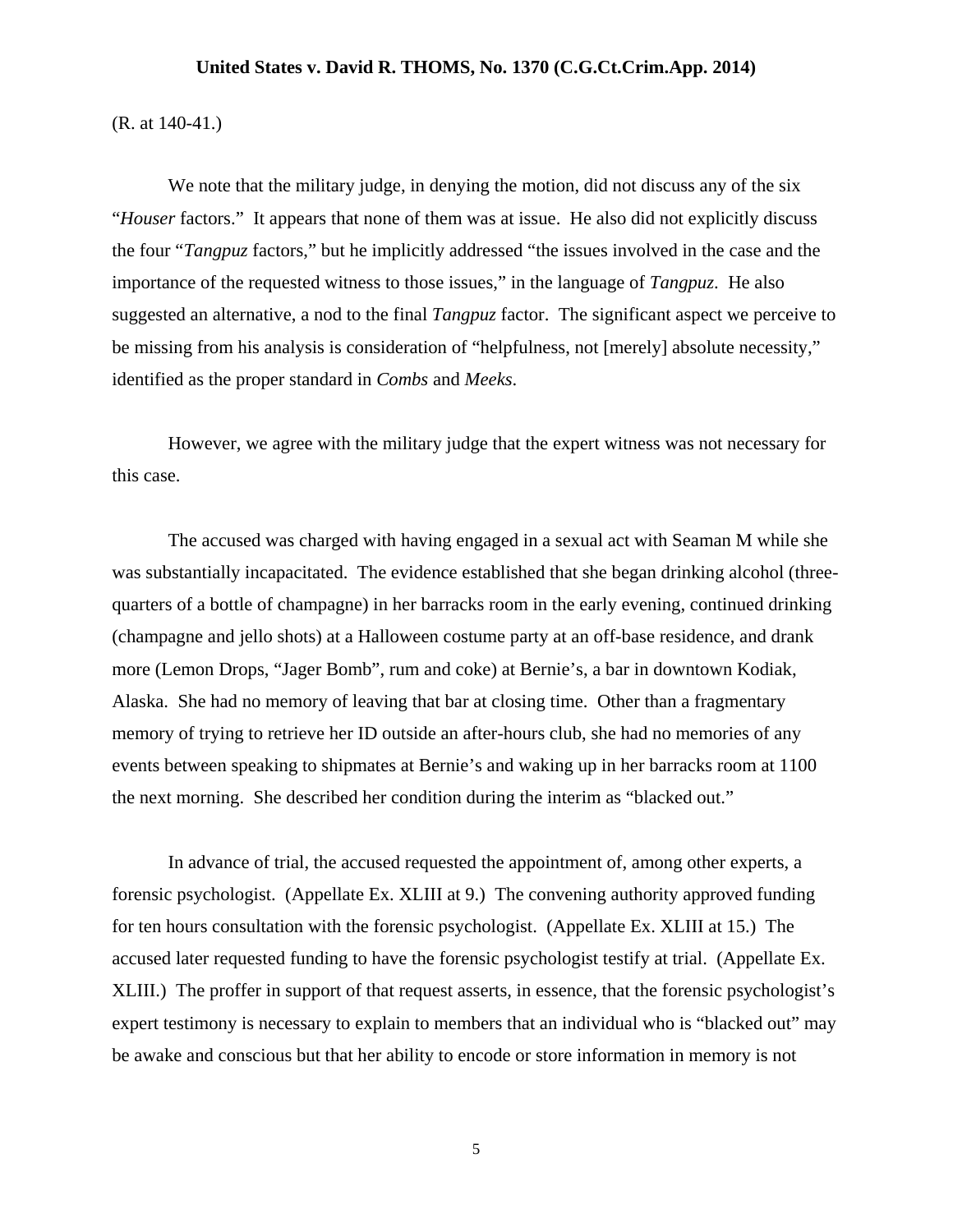(R. at 140-41.)

We note that the military judge, in denying the motion, did not discuss any of the six "*Houser* factors." It appears that none of them was at issue. He also did not explicitly discuss the four "*Tangpuz* factors," but he implicitly addressed "the issues involved in the case and the importance of the requested witness to those issues," in the language of *Tangpuz*. He also suggested an alternative, a nod to the final *Tangpuz* factor. The significant aspect we perceive to be missing from his analysis is consideration of "helpfulness, not [merely] absolute necessity," identified as the proper standard in *Combs* and *Meeks*.

However, we agree with the military judge that the expert witness was not necessary for this case.

The accused was charged with having engaged in a sexual act with Seaman M while she was substantially incapacitated. The evidence established that she began drinking alcohol (three-quarters of a bottle of champagne) in her barracks room in the early evening, continued drinking (champagne and jello shots) at a Halloween costume party at an off-base residence, and drank more (Lemon Drops, "Jager Bomb", rum and coke) at Bernie's, a bar in downtown Kodiak, Alaska. She had no memory of leaving that bar at closing time. Other than a fragmentary memory of trying to retrieve her ID outside an after-hours club, she had no memories of any events between speaking to shipmates at Bernie's and waking up in her barracks room at 1100 the next morning. She described her condition during the interim as "blacked out."

In advance of trial, the accused requested the appointment of, among other experts, a forensic psychologist. (Appellate Ex. XLIII at 9.) The convening authority approved funding for ten hours consultation with the forensic psychologist. (Appellate Ex. XLIII at 15.) The accused later requested funding to have the forensic psychologist testify at trial. (Appellate Ex. XLIII.) The proffer in support of that request asserts, in essence, that the forensic psychologist's expert testimony is necessary to explain to members that an individual who is "blacked out" may be awake and conscious but that her ability to encode or store information in memory is not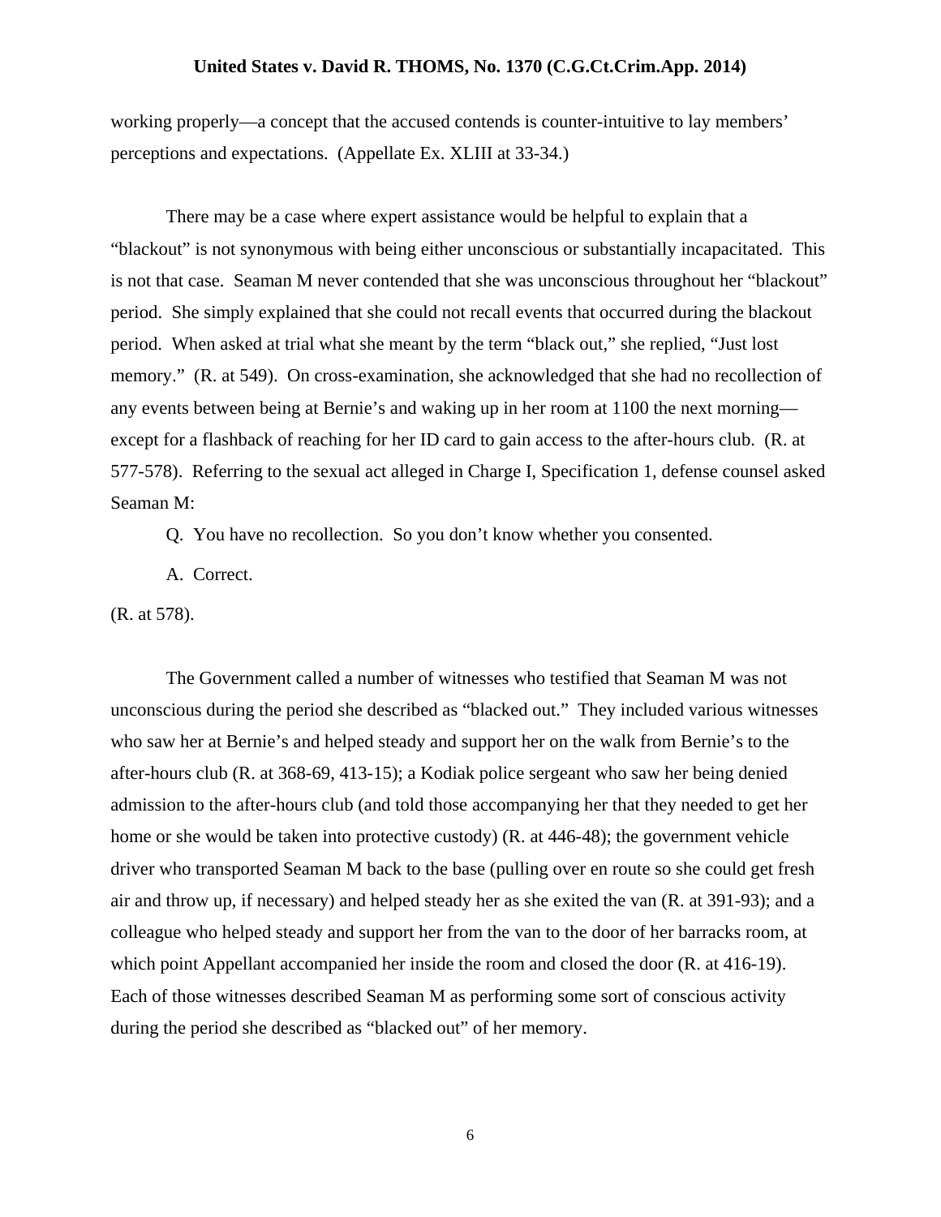working properly—a concept that the accused contends is counter-intuitive to lay members' perceptions and expectations. (Appellate Ex. XLIII at 33-34.)

There may be a case where expert assistance would be helpful to explain that a "blackout" is not synonymous with being either unconscious or substantially incapacitated. This is not that case. Seaman M never contended that she was unconscious throughout her "blackout" period. She simply explained that she could not recall events that occurred during the blackout period. When asked at trial what she meant by the term "black out," she replied, "Just lost memory." (R. at 549). On cross-examination, she acknowledged that she had no recollection of any events between being at Bernie's and waking up in her room at 1100 the next morning—except for a flashback of reaching for her ID card to gain access to the after-hours club. (R. at 577-578). Referring to the sexual act alleged in Charge I, Specification 1, defense counsel asked Seaman M:

Q. You have no recollection. So you don't know whether you consented.

A. Correct.

(R. at 578).

The Government called a number of witnesses who testified that Seaman M was not unconscious during the period she described as "blacked out." They included various witnesses who saw her at Bernie's and helped steady and support her on the walk from Bernie's to the after-hours club (R. at 368-69, 413-15); a Kodiak police sergeant who saw her being denied admission to the after-hours club (and told those accompanying her that they needed to get her home or she would be taken into protective custody) (R. at 446-48); the government vehicle driver who transported Seaman M back to the base (pulling over en route so she could get fresh air and throw up, if necessary) and helped steady her as she exited the van (R. at 391-93); and a colleague who helped steady and support her from the van to the door of her barracks room, at which point Appellant accompanied her inside the room and closed the door (R. at 416-19). Each of those witnesses described Seaman M as performing some sort of conscious activity during the period she described as "blacked out" of her memory.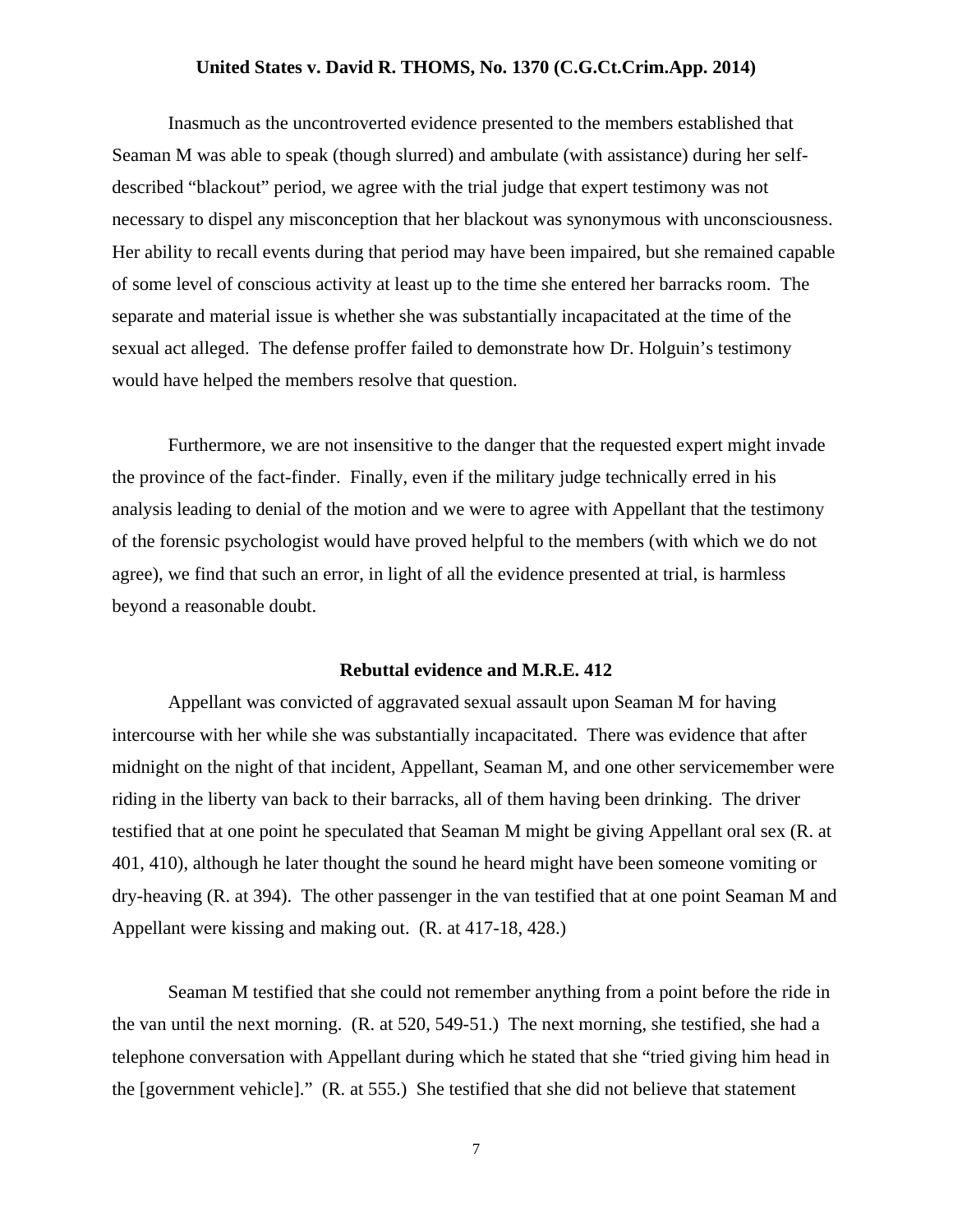Inasmuch as the uncontroverted evidence presented to the members established that Seaman M was able to speak (though slurred) and ambulate (with assistance) during her self-described "blackout" period, we agree with the trial judge that expert testimony was not necessary to dispel any misconception that her blackout was synonymous with unconsciousness. Her ability to recall events during that period may have been impaired, but she remained capable of some level of conscious activity at least up to the time she entered her barracks room. The separate and material issue is whether she was substantially incapacitated at the time of the sexual act alleged. The defense proffer failed to demonstrate how Dr. Holguin's testimony would have helped the members resolve that question.

Furthermore, we are not insensitive to the danger that the requested expert might invade the province of the fact-finder. Finally, even if the military judge technically erred in his analysis leading to denial of the motion and we were to agree with Appellant that the testimony of the forensic psychologist would have proved helpful to the members (with which we do not agree), we find that such an error, in light of all the evidence presented at trial, is harmless beyond a reasonable doubt.

## Rebuttal evidence and M.R.E. 412

Appellant was convicted of aggravated sexual assault upon Seaman M for having intercourse with her while she was substantially incapacitated. There was evidence that after midnight on the night of that incident, Appellant, Seaman M, and one other servicemember were riding in the liberty van back to their barracks, all of them having been drinking. The driver testified that at one point he speculated that Seaman M might be giving Appellant oral sex (R. at 401, 410), although he later thought the sound he heard might have been someone vomiting or dry-heaving (R. at 394). The other passenger in the van testified that at one point Seaman M and Appellant were kissing and making out. (R. at 417-18, 428.)

Seaman M testified that she could not remember anything from a point before the ride in the van until the next morning. (R. at 520, 549-51.) The next morning, she testified, she had a telephone conversation with Appellant during which he stated that she "tried giving him head in the [government vehicle]." (R. at 555.) She testified that she did not believe that statement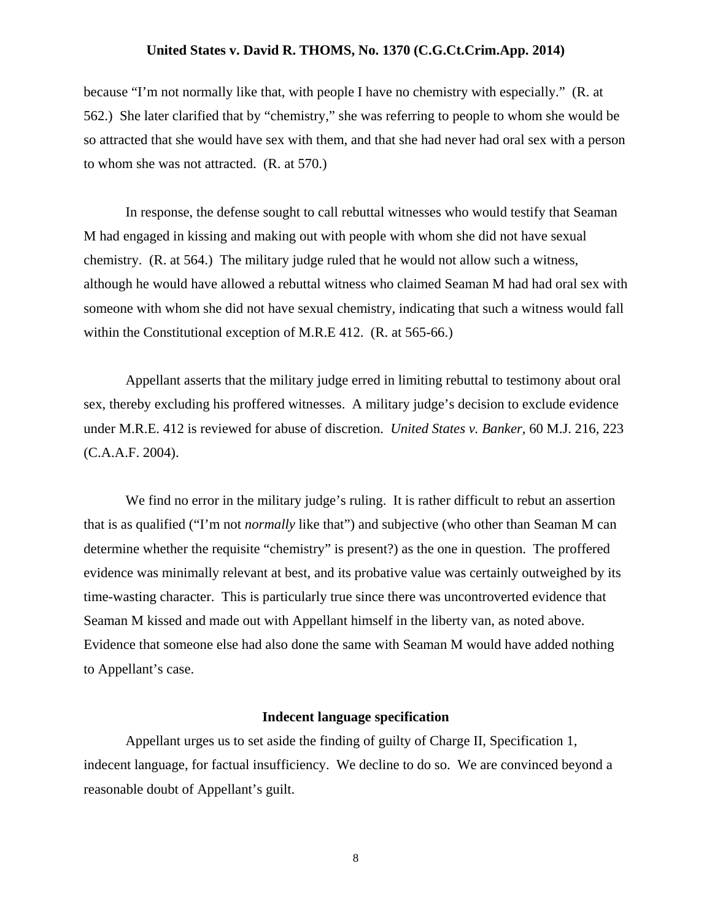because "I'm not normally like that, with people I have no chemistry with especially." (R. at 562.) She later clarified that by "chemistry," she was referring to people to whom she would be so attracted that she would have sex with them, and that she had never had oral sex with a person to whom she was not attracted. (R. at 570.)

In response, the defense sought to call rebuttal witnesses who would testify that Seaman M had engaged in kissing and making out with people with whom she did not have sexual chemistry. (R. at 564.) The military judge ruled that he would not allow such a witness, although he would have allowed a rebuttal witness who claimed Seaman M had had oral sex with someone with whom she did not have sexual chemistry, indicating that such a witness would fall within the Constitutional exception of M.R.E 412. (R. at 565-66.)

Appellant asserts that the military judge erred in limiting rebuttal to testimony about oral sex, thereby excluding his proffered witnesses. A military judge's decision to exclude evidence under M.R.E. 412 is reviewed for abuse of discretion. *United States v. Banker*, 60 M.J. 216, 223 (C.A.A.F. 2004).

We find no error in the military judge's ruling. It is rather difficult to rebut an assertion that is as qualified ("I'm not *normally* like that") and subjective (who other than Seaman M can determine whether the requisite "chemistry" is present?) as the one in question. The proffered evidence was minimally relevant at best, and its probative value was certainly outweighed by its time-wasting character. This is particularly true since there was uncontroverted evidence that Seaman M kissed and made out with Appellant himself in the liberty van, as noted above. Evidence that someone else had also done the same with Seaman M would have added nothing to Appellant's case.

### Indecent language specification

Appellant urges us to set aside the finding of guilty of Charge II, Specification 1, indecent language, for factual insufficiency. We decline to do so. We are convinced beyond a reasonable doubt of Appellant's guilt.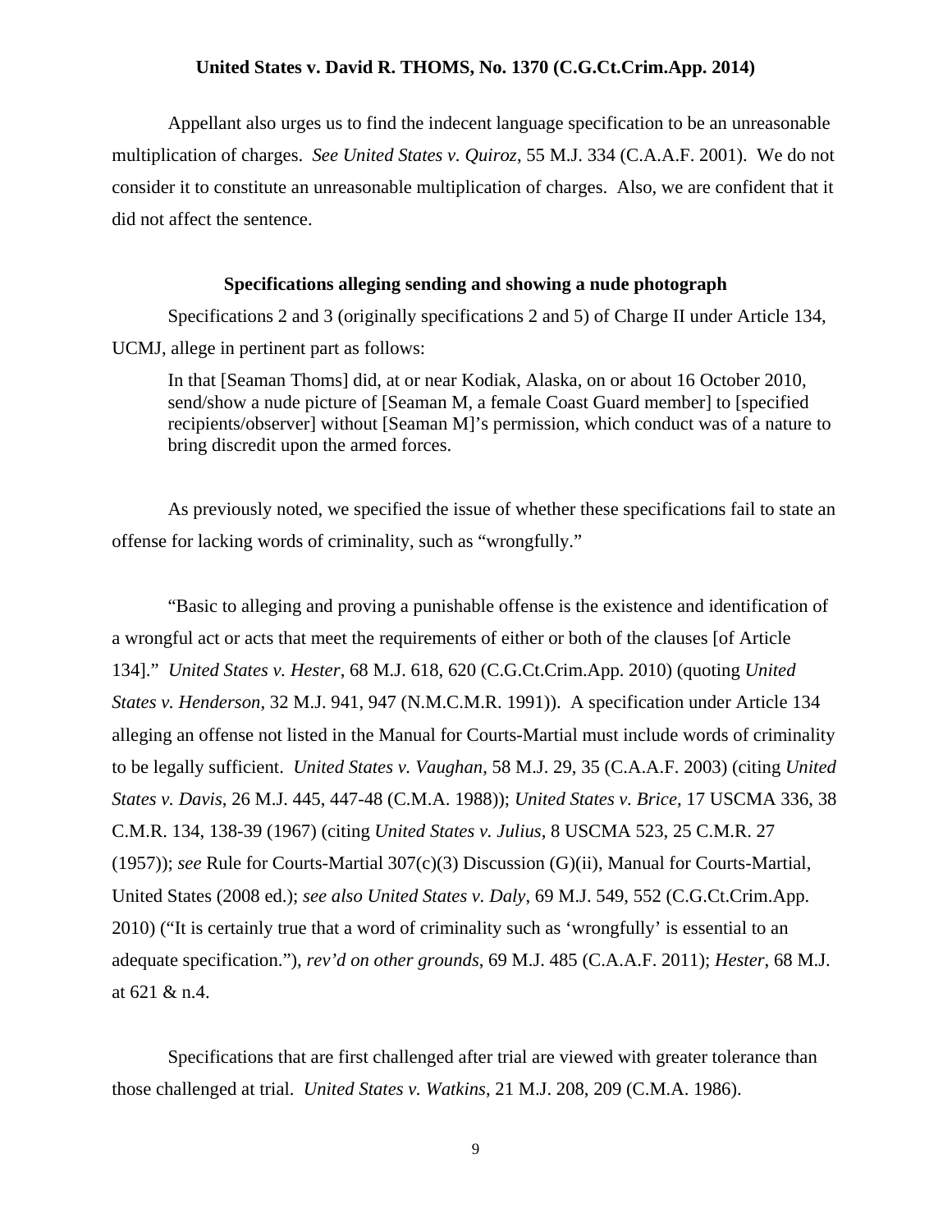Appellant also urges us to find the indecent language specification to be an unreasonable multiplication of charges. *See United States v. Quiroz*, 55 M.J. 334 (C.A.A.F. 2001). We do not consider it to constitute an unreasonable multiplication of charges. Also, we are confident that it did not affect the sentence.

### Specifications alleging sending and showing a nude photograph

Specifications 2 and 3 (originally specifications 2 and 5) of Charge II under Article 134, UCMJ, allege in pertinent part as follows:

> In that [Seaman Thoms] did, at or near Kodiak, Alaska, on or about 16 October 2010, send/show a nude picture of [Seaman M, a female Coast Guard member] to [specified recipients/observer] without [Seaman M]'s permission, which conduct was of a nature to bring discredit upon the armed forces.

As previously noted, we specified the issue of whether these specifications fail to state an offense for lacking words of criminality, such as "wrongfully."

"Basic to alleging and proving a punishable offense is the existence and identification of a wrongful act or acts that meet the requirements of either or both of the clauses [of Article 134]." *United States v. Hester*, 68 M.J. 618, 620 (C.G.Ct.Crim.App. 2010) (quoting *United States v. Henderson*, 32 M.J. 941, 947 (N.M.C.M.R. 1991)). A specification under Article 134 alleging an offense not listed in the Manual for Courts-Martial must include words of criminality to be legally sufficient. *United States v. Vaughan*, 58 M.J. 29, 35 (C.A.A.F. 2003) (citing *United States v. Davis*, 26 M.J. 445, 447-48 (C.M.A. 1988)); *United States v. Brice*, 17 USCMA 336, 38 C.M.R. 134, 138-39 (1967) (citing *United States v. Julius*, 8 USCMA 523, 25 C.M.R. 27 (1957)); *see* Rule for Courts-Martial 307(c)(3) Discussion (G)(ii), Manual for Courts-Martial, United States (2008 ed.); *see also United States v. Daly*, 69 M.J. 549, 552 (C.G.Ct.Crim.App. 2010) ("It is certainly true that a word of criminality such as 'wrongfully' is essential to an adequate specification."), *rev'd on other grounds*, 69 M.J. 485 (C.A.A.F. 2011); *Hester*, 68 M.J. at 621 & n.4.

Specifications that are first challenged after trial are viewed with greater tolerance than those challenged at trial. *United States v. Watkins*, 21 M.J. 208, 209 (C.M.A. 1986).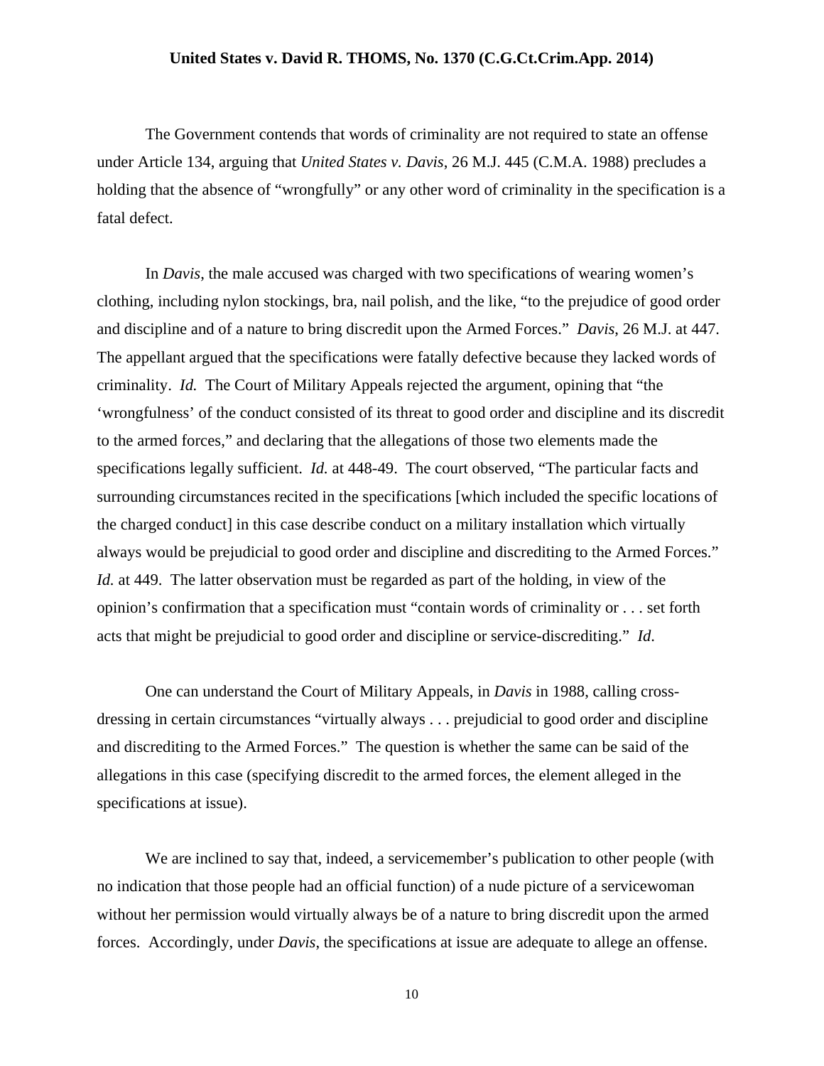The Government contends that words of criminality are not required to state an offense under Article 134, arguing that *United States v. Davis*, 26 M.J. 445 (C.M.A. 1988) precludes a holding that the absence of "wrongfully" or any other word of criminality in the specification is a fatal defect.

In *Davis*, the male accused was charged with two specifications of wearing women's clothing, including nylon stockings, bra, nail polish, and the like, "to the prejudice of good order and discipline and of a nature to bring discredit upon the Armed Forces." *Davis*, 26 M.J. at 447. The appellant argued that the specifications were fatally defective because they lacked words of criminality. *Id.* The Court of Military Appeals rejected the argument, opining that "the 'wrongfulness' of the conduct consisted of its threat to good order and discipline and its discredit to the armed forces," and declaring that the allegations of those two elements made the specifications legally sufficient. *Id.* at 448-49. The court observed, "The particular facts and surrounding circumstances recited in the specifications [which included the specific locations of the charged conduct] in this case describe conduct on a military installation which virtually always would be prejudicial to good order and discipline and discrediting to the Armed Forces." *Id.* at 449. The latter observation must be regarded as part of the holding, in view of the opinion's confirmation that a specification must "contain words of criminality or . . . set forth acts that might be prejudicial to good order and discipline or service-discrediting." *Id*.

One can understand the Court of Military Appeals, in *Davis* in 1988, calling cross-dressing in certain circumstances "virtually always . . . prejudicial to good order and discipline and discrediting to the Armed Forces." The question is whether the same can be said of the allegations in this case (specifying discredit to the armed forces, the element alleged in the specifications at issue).

We are inclined to say that, indeed, a servicemember's publication to other people (with no indication that those people had an official function) of a nude picture of a servicewoman without her permission would virtually always be of a nature to bring discredit upon the armed forces. Accordingly, under *Davis*, the specifications at issue are adequate to allege an offense.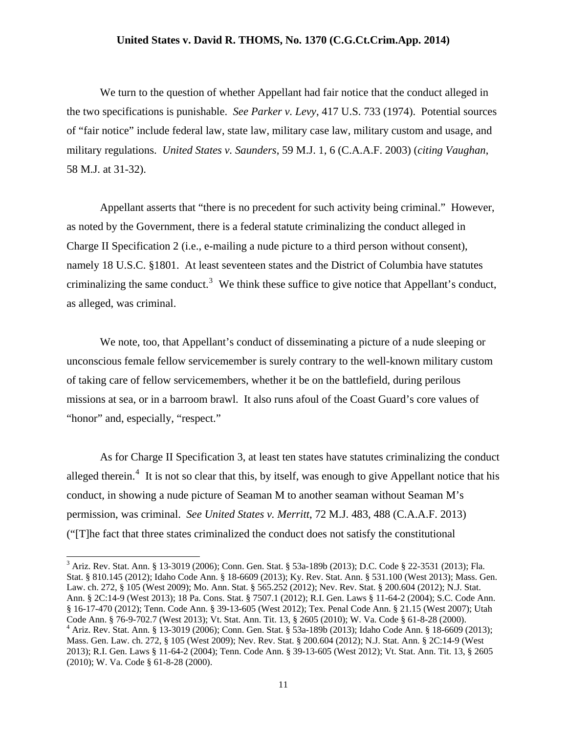We turn to the question of whether Appellant had fair notice that the conduct alleged in the two specifications is punishable. *See Parker v. Levy*, 417 U.S. 733 (1974). Potential sources of "fair notice" include federal law, state law, military case law, military custom and usage, and military regulations. *United States v. Saunders*, 59 M.J. 1, 6 (C.A.A.F. 2003) (*citing Vaughan*, 58 M.J. at 31-32).

Appellant asserts that "there is no precedent for such activity being criminal." However, as noted by the Government, there is a federal statute criminalizing the conduct alleged in Charge II Specification 2 (i.e., e-mailing a nude picture to a third person without consent), namely 18 U.S.C. §1801. At least seventeen states and the District of Columbia have statutes criminalizing the same conduct.[3] We think these suffice to give notice that Appellant's conduct, as alleged, was criminal.

We note, too, that Appellant's conduct of disseminating a picture of a nude sleeping or unconscious female fellow servicemember is surely contrary to the well-known military custom of taking care of fellow servicemembers, whether it be on the battlefield, during perilous missions at sea, or in a barroom brawl. It also runs afoul of the Coast Guard's core values of "honor" and, especially, "respect."

As for Charge II Specification 3, at least ten states have statutes criminalizing the conduct alleged therein.[4] It is not so clear that this, by itself, was enough to give Appellant notice that his conduct, in showing a nude picture of Seaman M to another seaman without Seaman M's permission, was criminal. *See United States v. Merritt*, 72 M.J. 483, 488 (C.A.A.F. 2013) ("[T]he fact that three states criminalized the conduct does not satisfy the constitutional

---

[3] Ariz. Rev. Stat. Ann. § 13-3019 (2006); Conn. Gen. Stat. § 53a-189b (2013); D.C. Code § 22-3531 (2013); Fla. Stat. § 810.145 (2012); Idaho Code Ann. § 18-6609 (2013); Ky. Rev. Stat. Ann. § 531.100 (West 2013); Mass. Gen. Law. ch. 272, § 105 (West 2009); Mo. Ann. Stat. § 565.252 (2012); Nev. Rev. Stat. § 200.604 (2012); N.J. Stat. Ann. § 2C:14-9 (West 2013); 18 Pa. Cons. Stat. § 7507.1 (2012); R.I. Gen. Laws § 11-64-2 (2004); S.C. Code Ann. § 16-17-470 (2012); Tenn. Code Ann. § 39-13-605 (West 2012); Tex. Penal Code Ann. § 21.15 (West 2007); Utah Code Ann. § 76-9-702.7 (West 2013); Vt. Stat. Ann. Tit. 13, § 2605 (2010); W. Va. Code § 61-8-28 (2000).

[4] Ariz. Rev. Stat. Ann. § 13-3019 (2006); Conn. Gen. Stat. § 53a-189b (2013); Idaho Code Ann. § 18-6609 (2013); Mass. Gen. Law. ch. 272, § 105 (West 2009); Nev. Rev. Stat. § 200.604 (2012); N.J. Stat. Ann. § 2C:14-9 (West 2013); R.I. Gen. Laws § 11-64-2 (2004); Tenn. Code Ann. § 39-13-605 (West 2012); Vt. Stat. Ann. Tit. 13, § 2605 (2010); W. Va. Code § 61-8-28 (2000).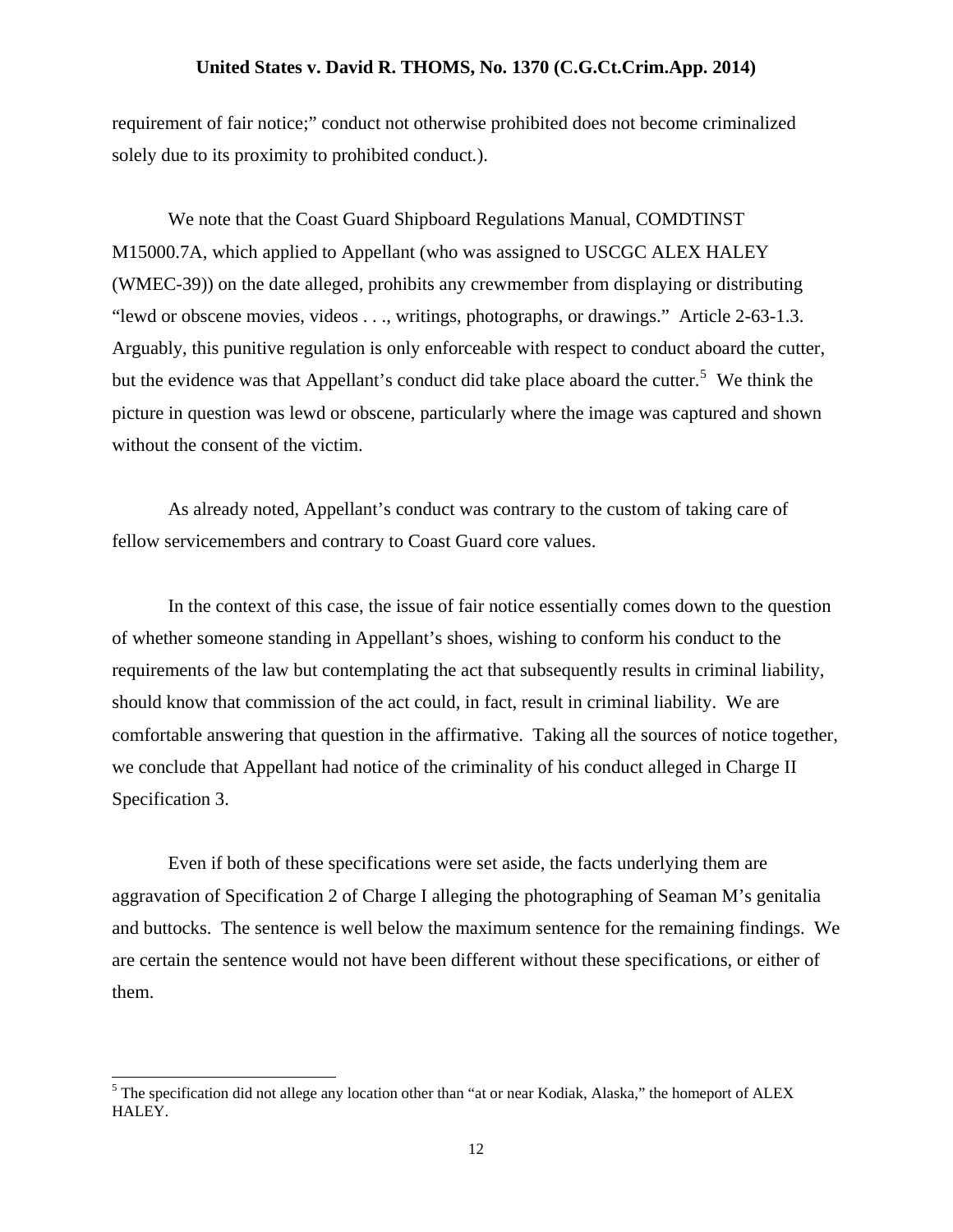requirement of fair notice;" conduct not otherwise prohibited does not become criminalized solely due to its proximity to prohibited conduct.).

We note that the Coast Guard Shipboard Regulations Manual, COMDTINST M15000.7A, which applied to Appellant (who was assigned to USCGC ALEX HALEY (WMEC-39)) on the date alleged, prohibits any crewmember from displaying or distributing "lewd or obscene movies, videos . . ., writings, photographs, or drawings." Article 2-63-1.3. Arguably, this punitive regulation is only enforceable with respect to conduct aboard the cutter, but the evidence was that Appellant's conduct did take place aboard the cutter.[5] We think the picture in question was lewd or obscene, particularly where the image was captured and shown without the consent of the victim.

As already noted, Appellant's conduct was contrary to the custom of taking care of fellow servicemembers and contrary to Coast Guard core values.

In the context of this case, the issue of fair notice essentially comes down to the question of whether someone standing in Appellant's shoes, wishing to conform his conduct to the requirements of the law but contemplating the act that subsequently results in criminal liability, should know that commission of the act could, in fact, result in criminal liability. We are comfortable answering that question in the affirmative. Taking all the sources of notice together, we conclude that Appellant had notice of the criminality of his conduct alleged in Charge II Specification 3.

Even if both of these specifications were set aside, the facts underlying them are aggravation of Specification 2 of Charge I alleging the photographing of Seaman M's genitalia and buttocks. The sentence is well below the maximum sentence for the remaining findings. We are certain the sentence would not have been different without these specifications, or either of them.

---

[5] The specification did not allege any location other than "at or near Kodiak, Alaska," the homeport of ALEX HALEY.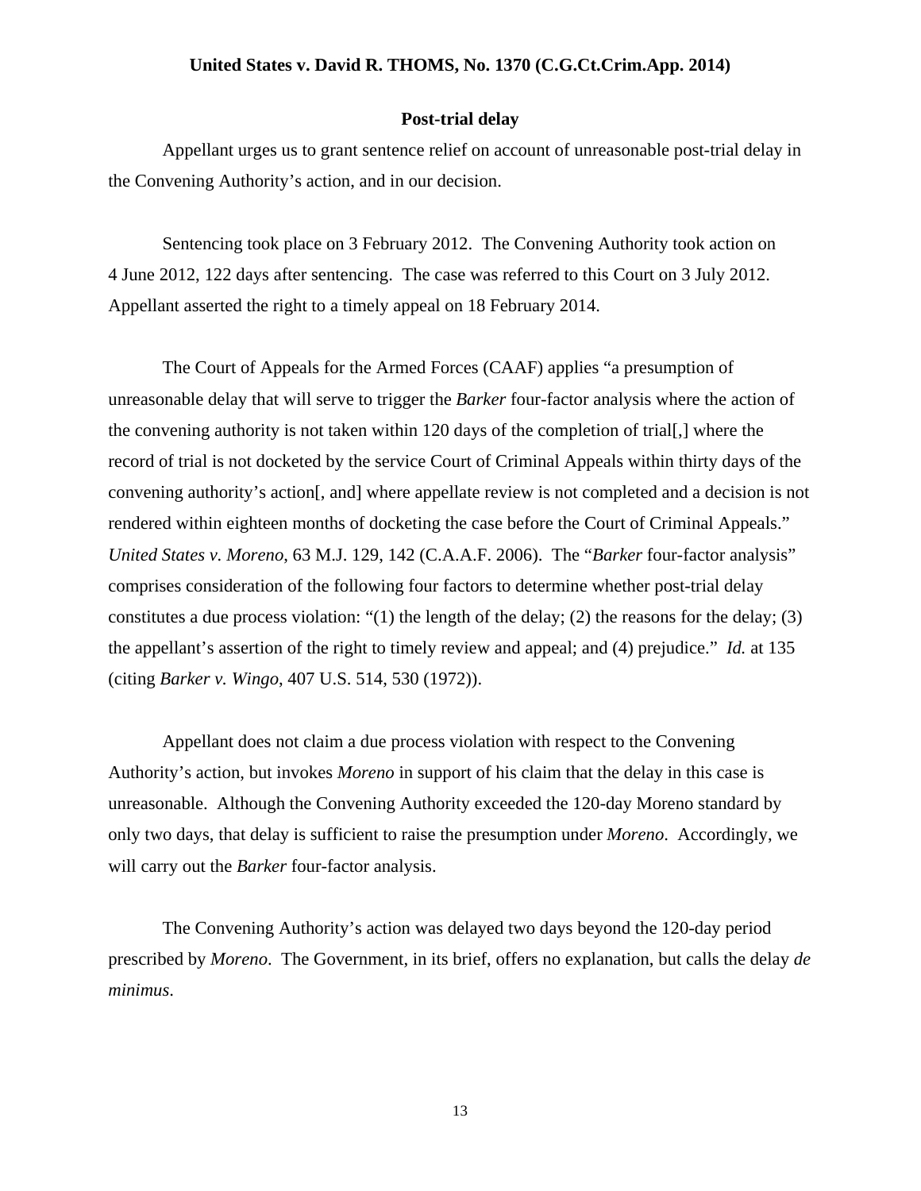### Post-trial delay

Appellant urges us to grant sentence relief on account of unreasonable post-trial delay in the Convening Authority's action, and in our decision.

Sentencing took place on 3 February 2012. The Convening Authority took action on 4 June 2012, 122 days after sentencing. The case was referred to this Court on 3 July 2012. Appellant asserted the right to a timely appeal on 18 February 2014.

The Court of Appeals for the Armed Forces (CAAF) applies "a presumption of unreasonable delay that will serve to trigger the *Barker* four-factor analysis where the action of the convening authority is not taken within 120 days of the completion of trial[,] where the record of trial is not docketed by the service Court of Criminal Appeals within thirty days of the convening authority's action[, and] where appellate review is not completed and a decision is not rendered within eighteen months of docketing the case before the Court of Criminal Appeals." *United States v. Moreno*, 63 M.J. 129, 142 (C.A.A.F. 2006). The "*Barker* four-factor analysis" comprises consideration of the following four factors to determine whether post-trial delay constitutes a due process violation: "(1) the length of the delay; (2) the reasons for the delay; (3) the appellant's assertion of the right to timely review and appeal; and (4) prejudice." *Id.* at 135 (citing *Barker v. Wingo*, 407 U.S. 514, 530 (1972)).

Appellant does not claim a due process violation with respect to the Convening Authority's action, but invokes *Moreno* in support of his claim that the delay in this case is unreasonable. Although the Convening Authority exceeded the 120-day Moreno standard by only two days, that delay is sufficient to raise the presumption under *Moreno*. Accordingly, we will carry out the *Barker* four-factor analysis.

The Convening Authority's action was delayed two days beyond the 120-day period prescribed by *Moreno*. The Government, in its brief, offers no explanation, but calls the delay *de minimus*.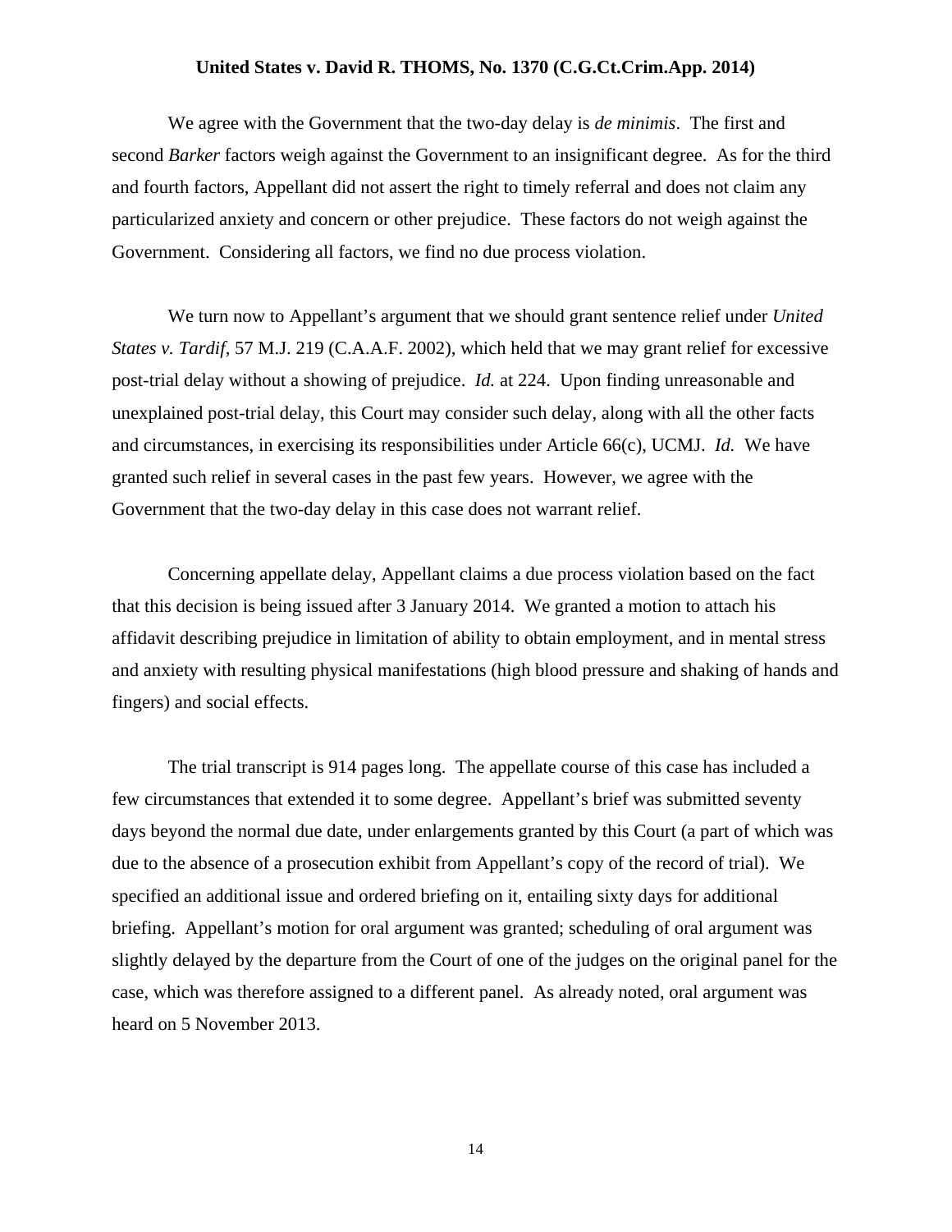We agree with the Government that the two-day delay is *de minimis*. The first and second *Barker* factors weigh against the Government to an insignificant degree. As for the third and fourth factors, Appellant did not assert the right to timely referral and does not claim any particularized anxiety and concern or other prejudice. These factors do not weigh against the Government. Considering all factors, we find no due process violation.

We turn now to Appellant's argument that we should grant sentence relief under *United States v. Tardif*, 57 M.J. 219 (C.A.A.F. 2002), which held that we may grant relief for excessive post-trial delay without a showing of prejudice. *Id.* at 224. Upon finding unreasonable and unexplained post-trial delay, this Court may consider such delay, along with all the other facts and circumstances, in exercising its responsibilities under Article 66(c), UCMJ. *Id.* We have granted such relief in several cases in the past few years. However, we agree with the Government that the two-day delay in this case does not warrant relief.

Concerning appellate delay, Appellant claims a due process violation based on the fact that this decision is being issued after 3 January 2014. We granted a motion to attach his affidavit describing prejudice in limitation of ability to obtain employment, and in mental stress and anxiety with resulting physical manifestations (high blood pressure and shaking of hands and fingers) and social effects.

The trial transcript is 914 pages long. The appellate course of this case has included a few circumstances that extended it to some degree. Appellant's brief was submitted seventy days beyond the normal due date, under enlargements granted by this Court (a part of which was due to the absence of a prosecution exhibit from Appellant's copy of the record of trial). We specified an additional issue and ordered briefing on it, entailing sixty days for additional briefing. Appellant's motion for oral argument was granted; scheduling of oral argument was slightly delayed by the departure from the Court of one of the judges on the original panel for the case, which was therefore assigned to a different panel. As already noted, oral argument was heard on 5 November 2013.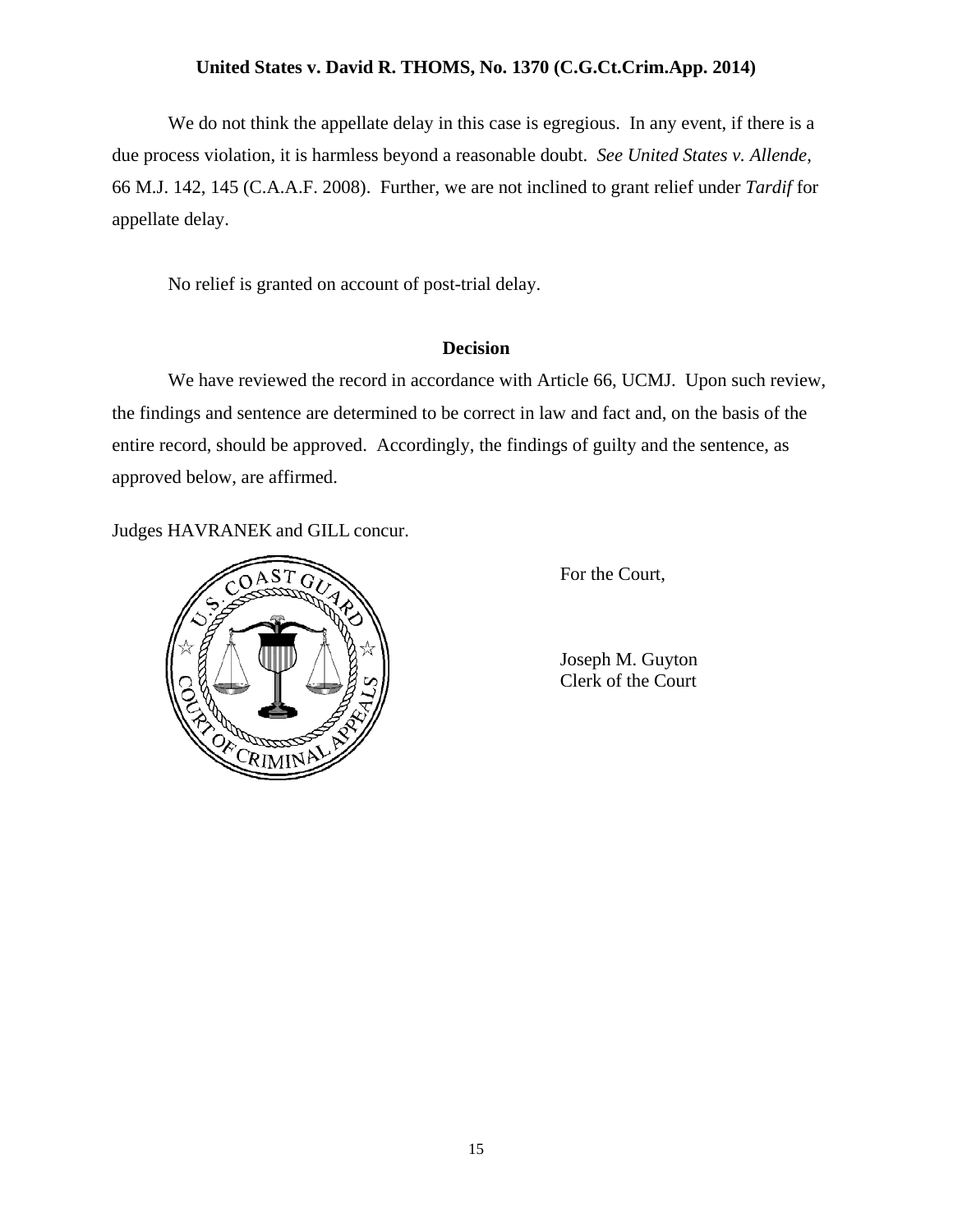We do not think the appellate delay in this case is egregious. In any event, if there is a due process violation, it is harmless beyond a reasonable doubt. *See United States v. Allende*, 66 M.J. 142, 145 (C.A.A.F. 2008). Further, we are not inclined to grant relief under *Tardif* for appellate delay.

No relief is granted on account of post-trial delay.

## Decision

We have reviewed the record in accordance with Article 66, UCMJ. Upon such review, the findings and sentence are determined to be correct in law and fact and, on the basis of the entire record, should be approved. Accordingly, the findings of guilty and the sentence, as approved below, are affirmed.

Judges HAVRANEK and GILL concur.

For the Court,

Joseph M. Guyton
Clerk of the Court